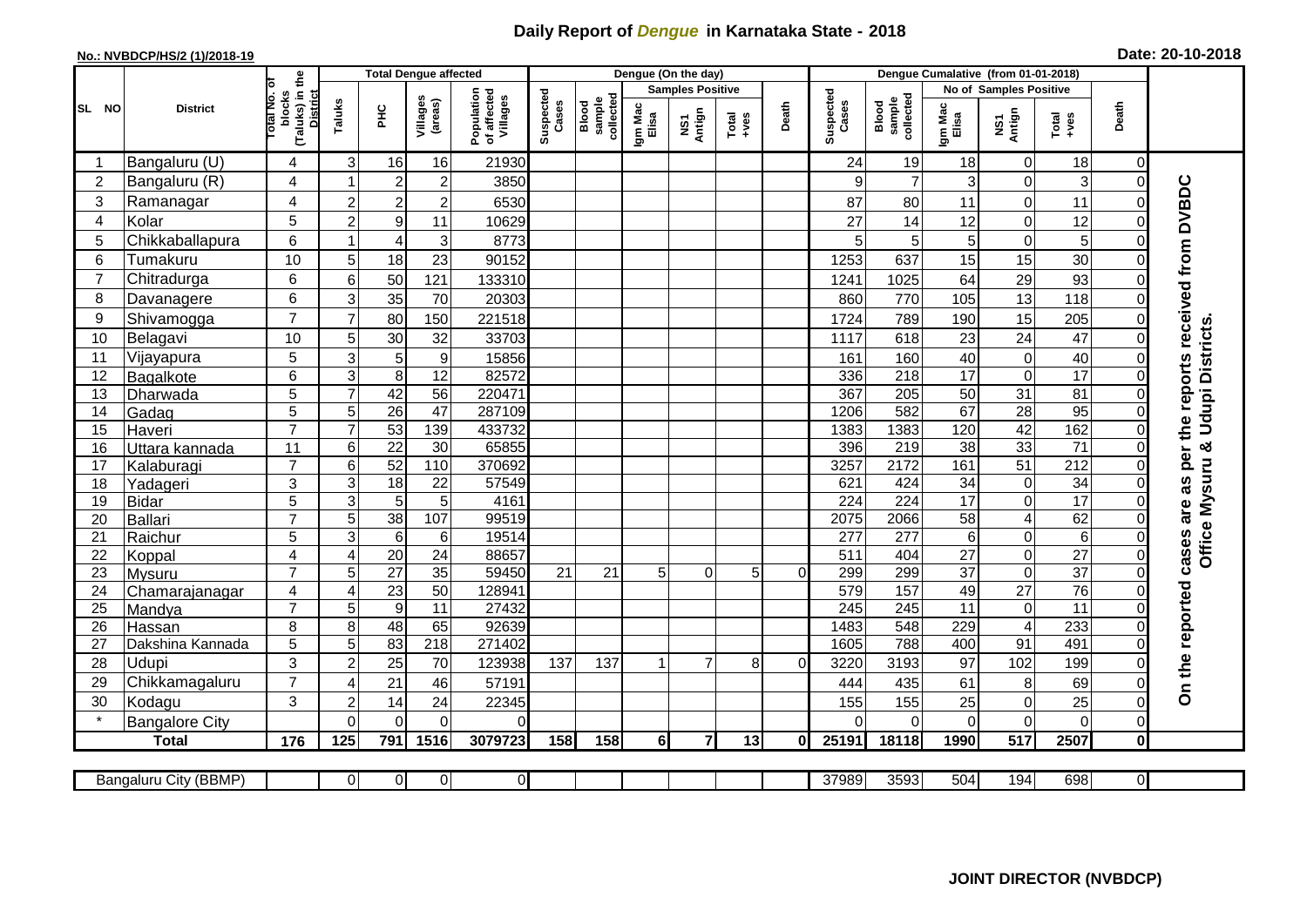# Daily Report of *Dengue* in Karnataka State - 2018

**No.: NVBDCP/HS/2 (1)/2018-19**

**Date: 20-10-2018**

| SL NO | District | Total No. of blocks (Taluks) in the District | Total Dengue affected | | | | Dengue (On the day) | | | | | | | Dengue Cumalative (from 01-01-2018) | | | | | | | |
|---|---|---|---|---|---|---|---|---|---|---|---|---|---|---|---|---|---|---|---|---|
| | | | Taluks | PHC | Villages (areas) | Population of affected Villages | Suspected Cases | Blood sample collected | Samples Positive | | | Death | Suspected Cases | Blood sample collected | No of Samples Positive | | | Death | |
| | | | | | | | | | Igm Mac Elisa | NS1 Antign | Total +ves | | | | Igm Mac Elisa | NS1 Antign | Total +ves | | |
| 1 | Bangaluru (U) | 4 | 3 | 16 | 16 | 21930 | | | | | | | 24 | 19 | 18 | 0 | 18 | 0 | On the reported cases are as per the reports received from DVBDC Office Mysuru & Udupi Districts. |
| 2 | Bangaluru (R) | 4 | 1 | 2 | 2 | 3850 | | | | | | | 9 | 7 | 3 | 0 | 3 | 0 | |
| 3 | Ramanagar | 4 | 2 | 2 | 2 | 6530 | | | | | | | 87 | 80 | 11 | 0 | 11 | 0 | |
| 4 | Kolar | 5 | 2 | 9 | 11 | 10629 | | | | | | | 27 | 14 | 12 | 0 | 12 | 0 | |
| 5 | Chikkaballapura | 6 | 1 | 4 | 3 | 8773 | | | | | | | 5 | 5 | 5 | 0 | 5 | 0 | |
| 6 | Tumakuru | 10 | 5 | 18 | 23 | 90152 | | | | | | | 1253 | 637 | 15 | 15 | 30 | 0 | |
| 7 | Chitradurga | 6 | 6 | 50 | 121 | 133310 | | | | | | | 1241 | 1025 | 64 | 29 | 93 | 0 | |
| 8 | Davanagere | 6 | 3 | 35 | 70 | 20303 | | | | | | | 860 | 770 | 105 | 13 | 118 | 0 | |
| 9 | Shivamogga | 7 | 7 | 80 | 150 | 221518 | | | | | | | 1724 | 789 | 190 | 15 | 205 | 0 | |
| 10 | Belagavi | 10 | 5 | 30 | 32 | 33703 | | | | | | | 1117 | 618 | 23 | 24 | 47 | 0 | |
| 11 | Vijayapura | 5 | 3 | 5 | 9 | 15856 | | | | | | | 161 | 160 | 40 | 0 | 40 | 0 | |
| 12 | Bagalkote | 6 | 3 | 8 | 12 | 82572 | | | | | | | 336 | 218 | 17 | 0 | 17 | 0 | |
| 13 | Dharwada | 5 | 7 | 42 | 56 | 220471 | | | | | | | 367 | 205 | 50 | 31 | 81 | 0 | |
| 14 | Gadag | 5 | 5 | 26 | 47 | 287109 | | | | | | | 1206 | 582 | 67 | 28 | 95 | 0 | |
| 15 | Haveri | 7 | 7 | 53 | 139 | 433732 | | | | | | | 1383 | 1383 | 120 | 42 | 162 | 0 | |
| 16 | Uttara kannada | 11 | 6 | 22 | 30 | 65855 | | | | | | | 396 | 219 | 38 | 33 | 71 | 0 | |
| 17 | Kalaburagi | 7 | 6 | 52 | 110 | 370692 | | | | | | | 3257 | 2172 | 161 | 51 | 212 | 0 | |
| 18 | Yadageri | 3 | 3 | 18 | 22 | 57549 | | | | | | | 621 | 424 | 34 | 0 | 34 | 0 | |
| 19 | Bidar | 5 | 3 | 5 | 5 | 4161 | | | | | | | 224 | 224 | 17 | 0 | 17 | 0 | |
| 20 | Ballari | 7 | 5 | 38 | 107 | 99519 | | | | | | | 2075 | 2066 | 58 | 4 | 62 | 0 | |
| 21 | Raichur | 5 | 3 | 6 | 6 | 19514 | | | | | | | 277 | 277 | 6 | 0 | 6 | 0 | |
| 22 | Koppal | 4 | 4 | 20 | 24 | 88657 | | | | | | | 511 | 404 | 27 | 0 | 27 | 0 | |
| 23 | Mysuru | 7 | 5 | 27 | 35 | 59450 | 21 | 21 | 5 | 0 | 5 | 0 | 299 | 299 | 37 | 0 | 37 | 0 | |
| 24 | Chamarajanagar | 4 | 4 | 23 | 50 | 128941 | | | | | | | 579 | 157 | 49 | 27 | 76 | 0 | |
| 25 | Mandya | 7 | 5 | 9 | 11 | 27432 | | | | | | | 245 | 245 | 11 | 0 | 11 | 0 | |
| 26 | Hassan | 8 | 8 | 48 | 65 | 92639 | | | | | | | 1483 | 548 | 229 | 4 | 233 | 0 | |
| 27 | Dakshina Kannada | 5 | 5 | 83 | 218 | 271402 | | | | | | | 1605 | 788 | 400 | 91 | 491 | 0 | |
| 28 | Udupi | 3 | 2 | 25 | 70 | 123938 | 137 | 137 | 1 | 7 | 8 | 0 | 3220 | 3193 | 97 | 102 | 199 | 0 | |
| 29 | Chikkamagaluru | 7 | 4 | 21 | 46 | 57191 | | | | | | | 444 | 435 | 61 | 8 | 69 | 0 | |
| 30 | Kodagu | 3 | 2 | 14 | 24 | 22345 | | | | | | | 155 | 155 | 25 | 0 | 25 | 0 | |
| * | Bangalore City | | 0 | 0 | 0 | 0 | | | | | | | 0 | 0 | 0 | 0 | 0 | 0 | |
| **Total** | | **176** | **125** | **791** | **1516** | **3079723** | **158** | **158** | **6** | **7** | **13** | **0** | **25191** | **18118** | **1990** | **517** | **2507** | **0** | |

| Bangaluru City (BBMP) | | 0 | 0 | 0 | 0 | | | | | | | 37989 | 3593 | 504 | 194 | 698 | 0 | |
|---|---|---|---|---|---|---|---|---|---|---|---|---|---|---|---|---|---|---|

**JOINT DIRECTOR (NVBDCP)**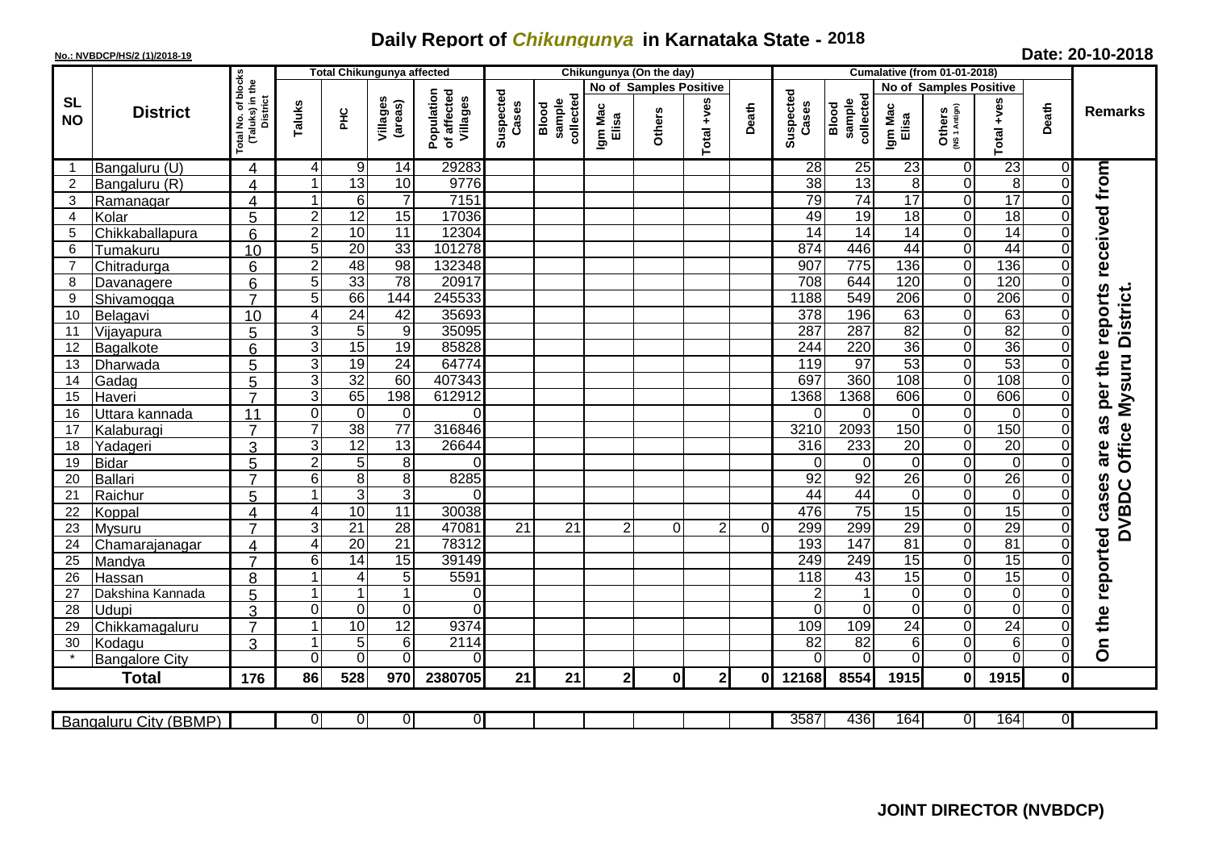# Daily Report of *Chikungunya* in Karnataka State - 2018

**No.: NVBDCP/HS/2 (1)/2018-19**

**Date: 20-10-2018**

| SL NO | District | Total No. of blocks (Taluks) in the District | Total Chikungunya affected | | | | Chikungunya (On the day) | | | | | | | Cumalative (from 01-01-2018) | | | | | | Remarks |
|---|---|---|---|---|---|---|---|---|---|---|---|---|---|---|---|---|---|---|---|---|
| | | | Taluks | PHC | Villages (areas) | Population of affected Villages | Suspected Cases | Blood sample collected | No of Samples Positive | | | Death | Suspected Cases | Blood sample collected | No of Samples Positive | | | Death | |
| | | | | | | | | | Igm Mac Elisa | Others | Total +ves | | | | Igm Mac Elisa | Others (NS 1 Antign) | Total +ves | | |
| 1 | Bangaluru (U) | 4 | 4 | 9 | 14 | 29283 | | | | | | | 28 | 25 | 23 | 0 | 23 | 0 | On the reported cases are as per the reports received from DVBDC Office Mysuru District. |
| 2 | Bangaluru (R) | 4 | 1 | 13 | 10 | 9776 | | | | | | | 38 | 13 | 8 | 0 | 8 | 0 | |
| 3 | Ramanagar | 4 | 1 | 6 | 7 | 7151 | | | | | | | 79 | 74 | 17 | 0 | 17 | 0 | |
| 4 | Kolar | 5 | 2 | 12 | 15 | 17036 | | | | | | | 49 | 19 | 18 | 0 | 18 | 0 | |
| 5 | Chikkaballapura | 6 | 2 | 10 | 11 | 12304 | | | | | | | 14 | 14 | 14 | 0 | 14 | 0 | |
| 6 | Tumakuru | 10 | 5 | 20 | 33 | 101278 | | | | | | | 874 | 446 | 44 | 0 | 44 | 0 | |
| 7 | Chitradurga | 6 | 2 | 48 | 98 | 132348 | | | | | | | 907 | 775 | 136 | 0 | 136 | 0 | |
| 8 | Davanagere | 6 | 5 | 33 | 78 | 20917 | | | | | | | 708 | 644 | 120 | 0 | 120 | 0 | |
| 9 | Shivamogga | 7 | 5 | 66 | 144 | 245533 | | | | | | | 1188 | 549 | 206 | 0 | 206 | 0 | |
| 10 | Belagavi | 10 | 4 | 24 | 42 | 35693 | | | | | | | 378 | 196 | 63 | 0 | 63 | 0 | |
| 11 | Vijayapura | 5 | 3 | 5 | 9 | 35095 | | | | | | | 287 | 287 | 82 | 0 | 82 | 0 | |
| 12 | Bagalkote | 6 | 3 | 15 | 19 | 85828 | | | | | | | 244 | 220 | 36 | 0 | 36 | 0 | |
| 13 | Dharwada | 5 | 3 | 19 | 24 | 64774 | | | | | | | 119 | 97 | 53 | 0 | 53 | 0 | |
| 14 | Gadag | 5 | 3 | 32 | 60 | 407343 | | | | | | | 697 | 360 | 108 | 0 | 108 | 0 | |
| 15 | Haveri | 7 | 3 | 65 | 198 | 612912 | | | | | | | 1368 | 1368 | 606 | 0 | 606 | 0 | |
| 16 | Uttara kannada | 11 | 0 | 0 | 0 | 0 | | | | | | | 0 | 0 | 0 | 0 | 0 | 0 | |
| 17 | Kalaburagi | 7 | 7 | 38 | 77 | 316846 | | | | | | | 3210 | 2093 | 150 | 0 | 150 | 0 | |
| 18 | Yadageri | 3 | 3 | 12 | 13 | 26644 | | | | | | | 316 | 233 | 20 | 0 | 20 | 0 | |
| 19 | Bidar | 5 | 2 | 5 | 8 | 0 | | | | | | | 0 | 0 | 0 | 0 | 0 | 0 | |
| 20 | Ballari | 7 | 6 | 8 | 8 | 8285 | | | | | | | 92 | 92 | 26 | 0 | 26 | 0 | |
| 21 | Raichur | 5 | 1 | 3 | 3 | 0 | | | | | | | 44 | 44 | 0 | 0 | 0 | 0 | |
| 22 | Koppal | 4 | 4 | 10 | 11 | 30038 | | | | | | | 476 | 75 | 15 | 0 | 15 | 0 | |
| 23 | Mysuru | 7 | 3 | 21 | 28 | 47081 | 21 | 21 | 2 | 0 | 2 | 0 | 299 | 299 | 29 | 0 | 29 | 0 | |
| 24 | Chamarajanagar | 4 | 4 | 20 | 21 | 78312 | | | | | | | 193 | 147 | 81 | 0 | 81 | 0 | |
| 25 | Mandya | 7 | 6 | 14 | 15 | 39149 | | | | | | | 249 | 249 | 15 | 0 | 15 | 0 | |
| 26 | Hassan | 8 | 1 | 4 | 5 | 5591 | | | | | | | 118 | 43 | 15 | 0 | 15 | 0 | |
| 27 | Dakshina Kannada | 5 | 1 | 1 | 1 | 0 | | | | | | | 2 | 1 | 0 | 0 | 0 | 0 | |
| 28 | Udupi | 3 | 0 | 0 | 0 | 0 | | | | | | | 0 | 0 | 0 | 0 | 0 | 0 | |
| 29 | Chikkamagaluru | 7 | 1 | 10 | 12 | 9374 | | | | | | | 109 | 109 | 24 | 0 | 24 | 0 | |
| 30 | Kodagu | 3 | 1 | 5 | 6 | 2114 | | | | | | | 82 | 82 | 6 | 0 | 6 | 0 | |
| * | Bangalore City | | 0 | 0 | 0 | 0 | | | | | | | 0 | 0 | 0 | 0 | 0 | 0 | |
| **Total** | | **176** | **86** | **528** | **970** | **2380705** | **21** | **21** | **2** | **0** | **2** | **0** | **12168** | **8554** | **1915** | **0** | **1915** | **0** | |

| | | | | | | | | | | | | | | | | | | |
|---|---|---|---|---|---|---|---|---|---|---|---|---|---|---|---|---|---|---|
| Bangaluru City (BBMP) | | 0 | 0 | 0 | 0 | | | | | | | 3587 | 436 | 164 | 0 | 164 | 0 | |

**JOINT DIRECTOR (NVBDCP)**